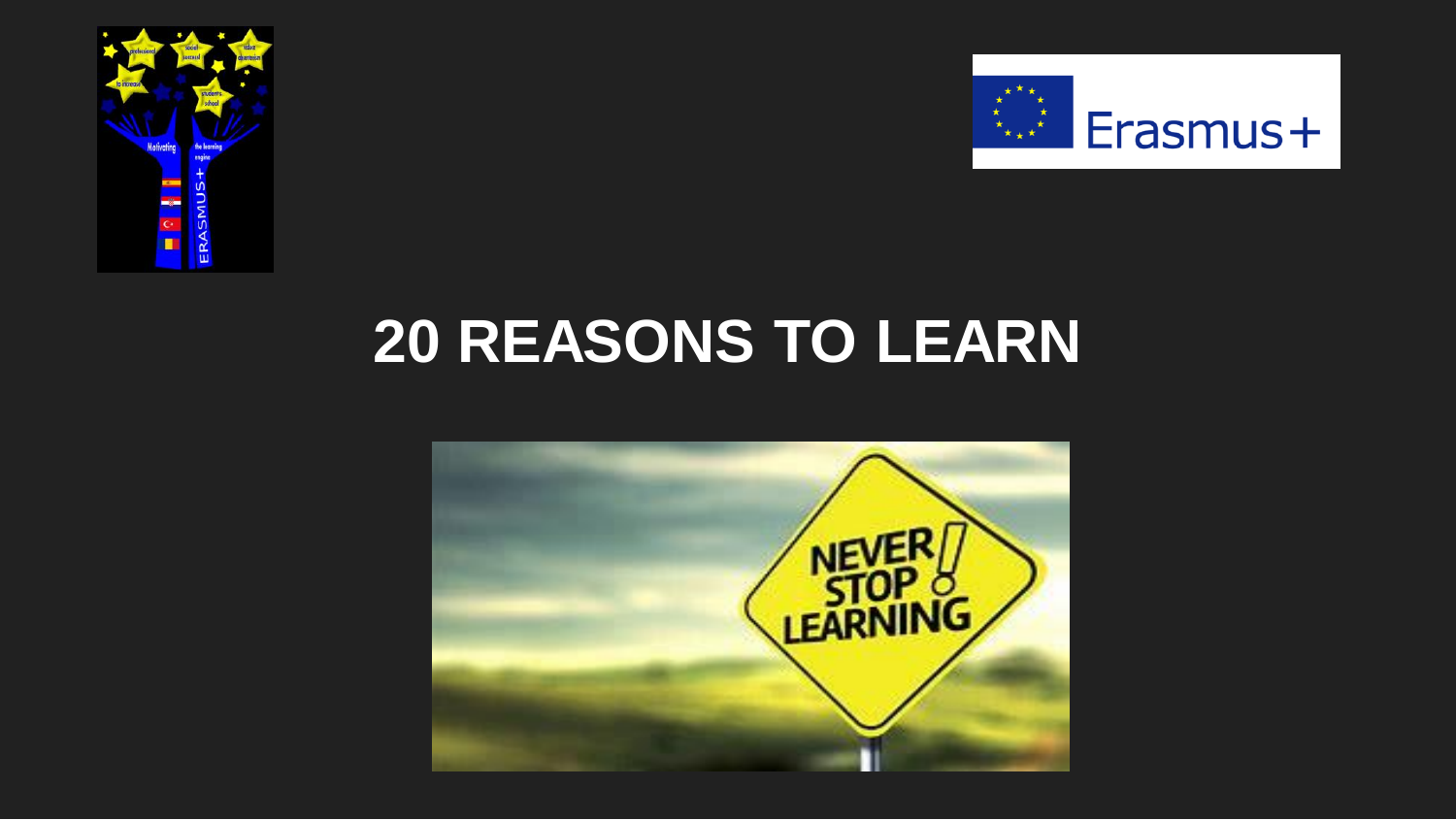# 20 REASONS TO LEARN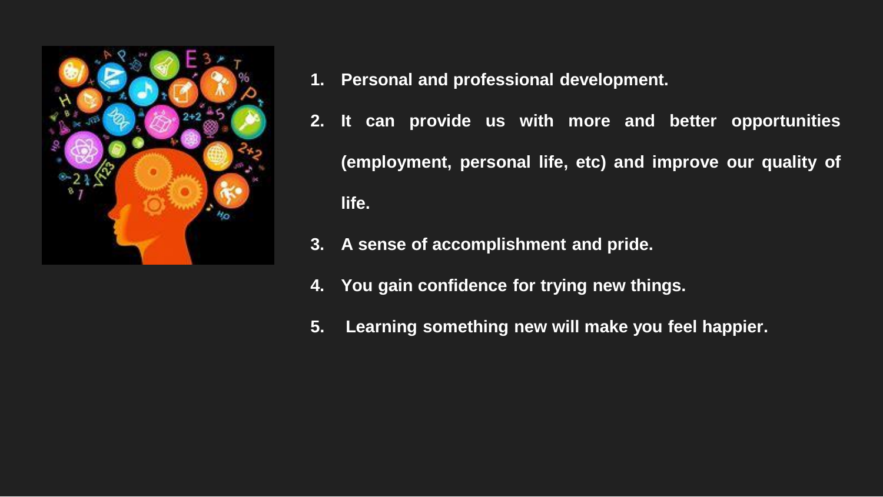1. Personal and professional development.
2. It can provide us with more and better opportunities (employment, personal life, etc) and improve our quality of life.
3. A sense of accomplishment and pride.
4. You gain confidence for trying new things.
5. Learning something new will make you feel happier.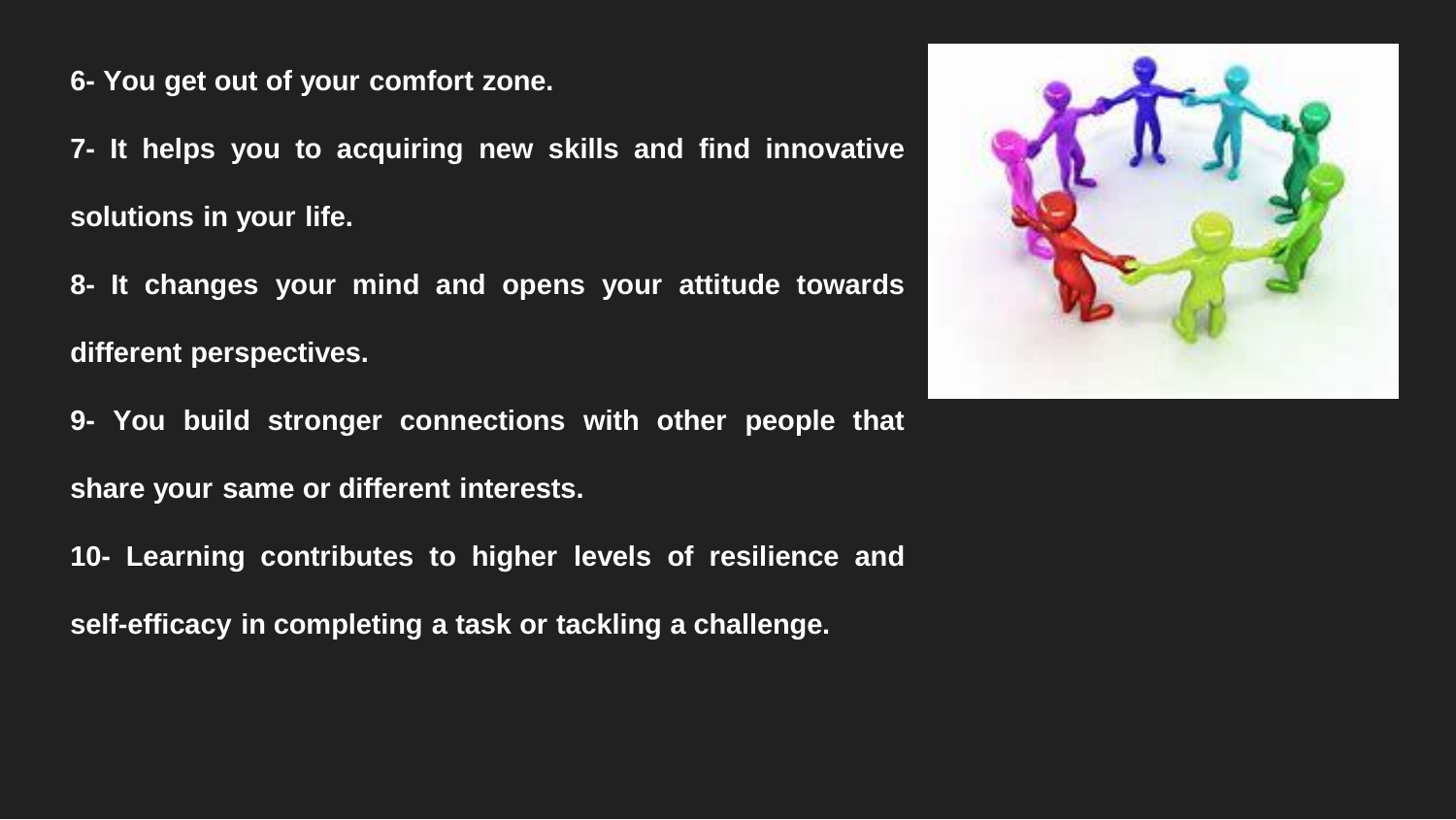**6- You get out of your comfort zone.**

**7- It helps you to acquiring new skills and find innovative solutions in your life.**

**8- It changes your mind and opens your attitude towards different perspectives.**

**9- You build stronger connections with other people that share your same or different interests.**

**10- Learning contributes to higher levels of resilience and self-efficacy in completing a task or tackling a challenge.**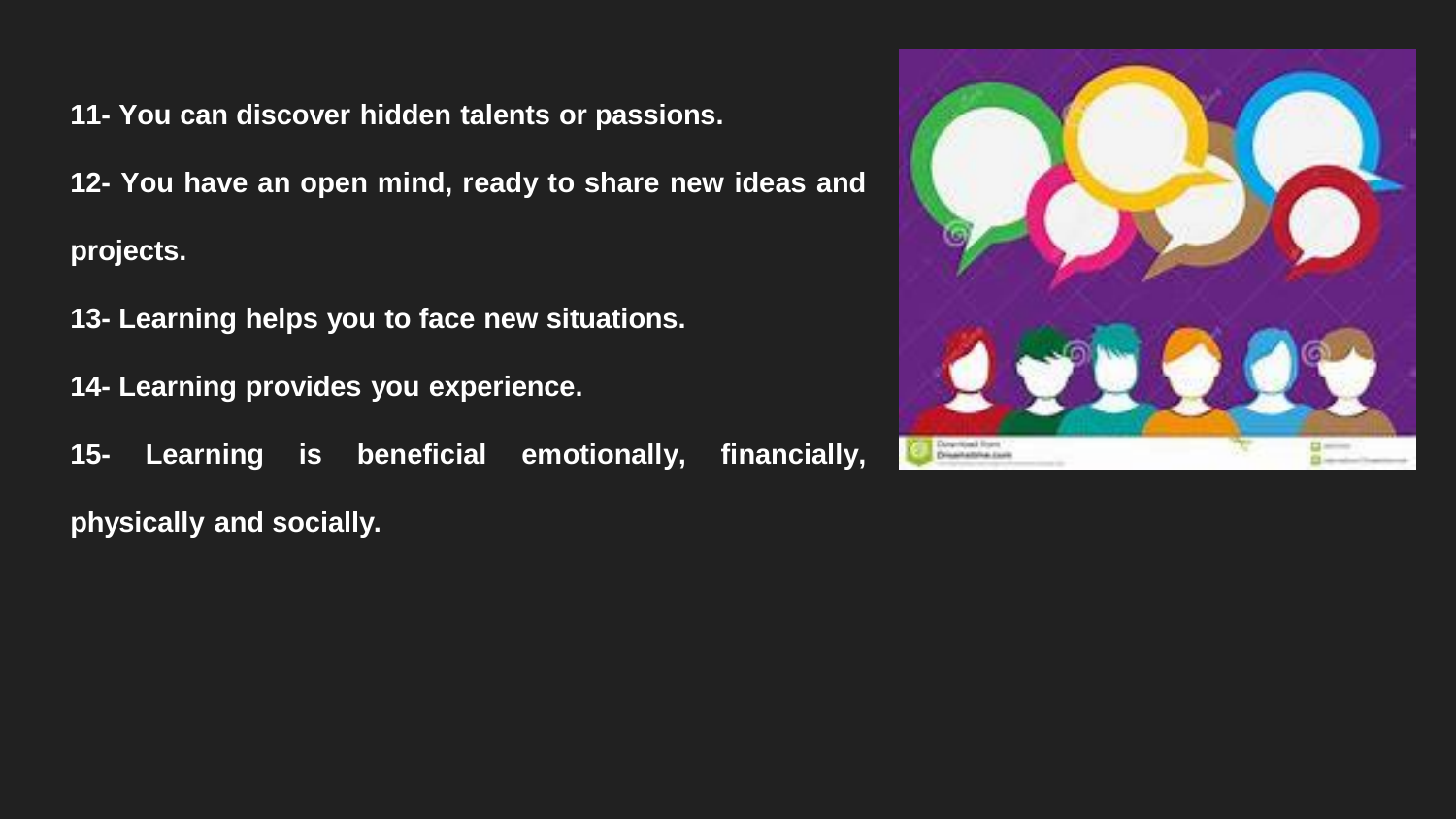**11- You can discover hidden talents or passions.**

**12- You have an open mind, ready to share new ideas and projects.**

**13- Learning helps you to face new situations.**

**14- Learning provides you experience.**

**15- Learning is beneficial emotionally, financially, physically and socially.**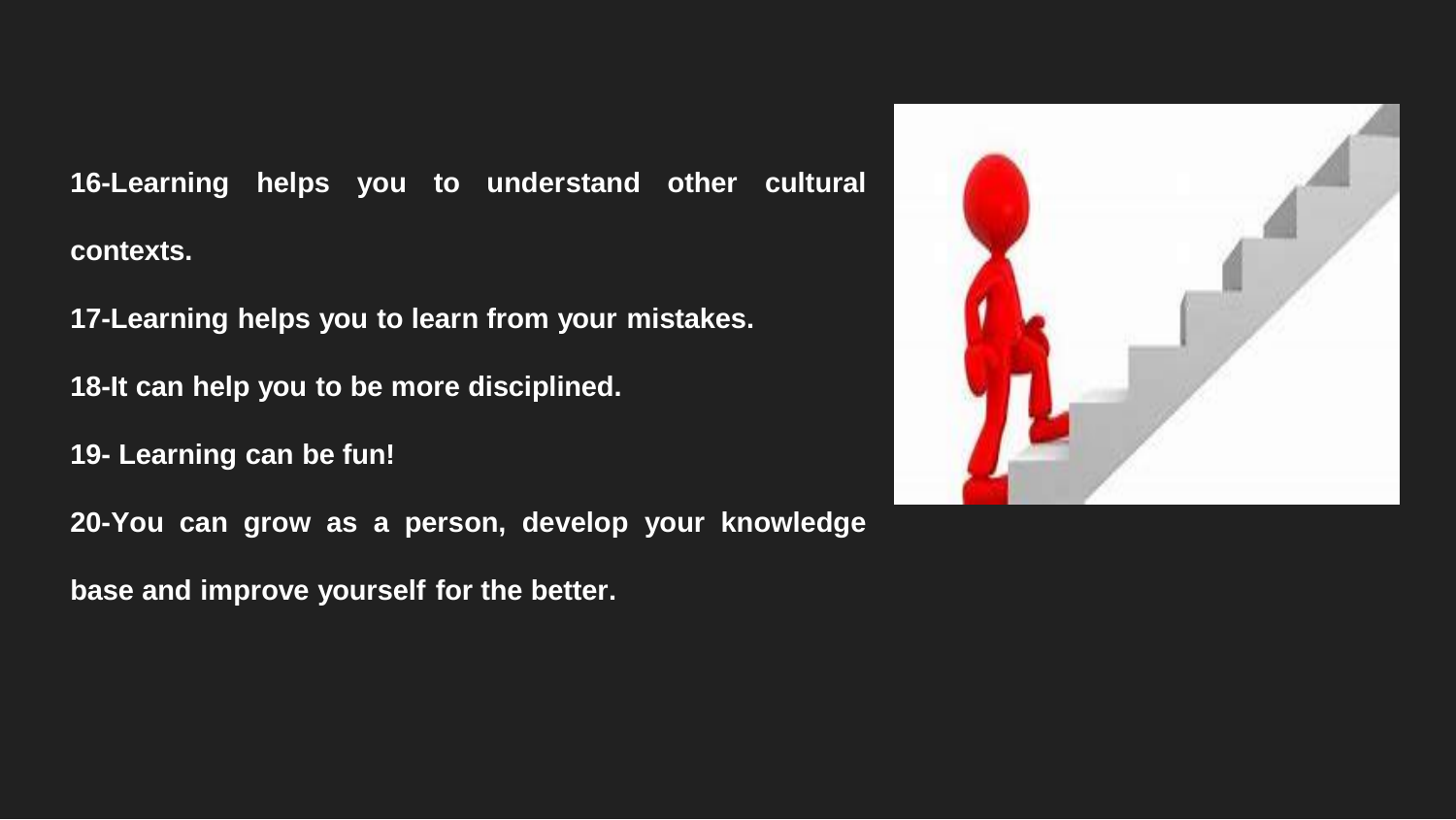**16-Learning helps you to understand other cultural contexts.**

**17-Learning helps you to learn from your mistakes.**

**18-It can help you to be more disciplined.**

**19- Learning can be fun!**

**20-You can grow as a person, develop your knowledge base and improve yourself for the better.**